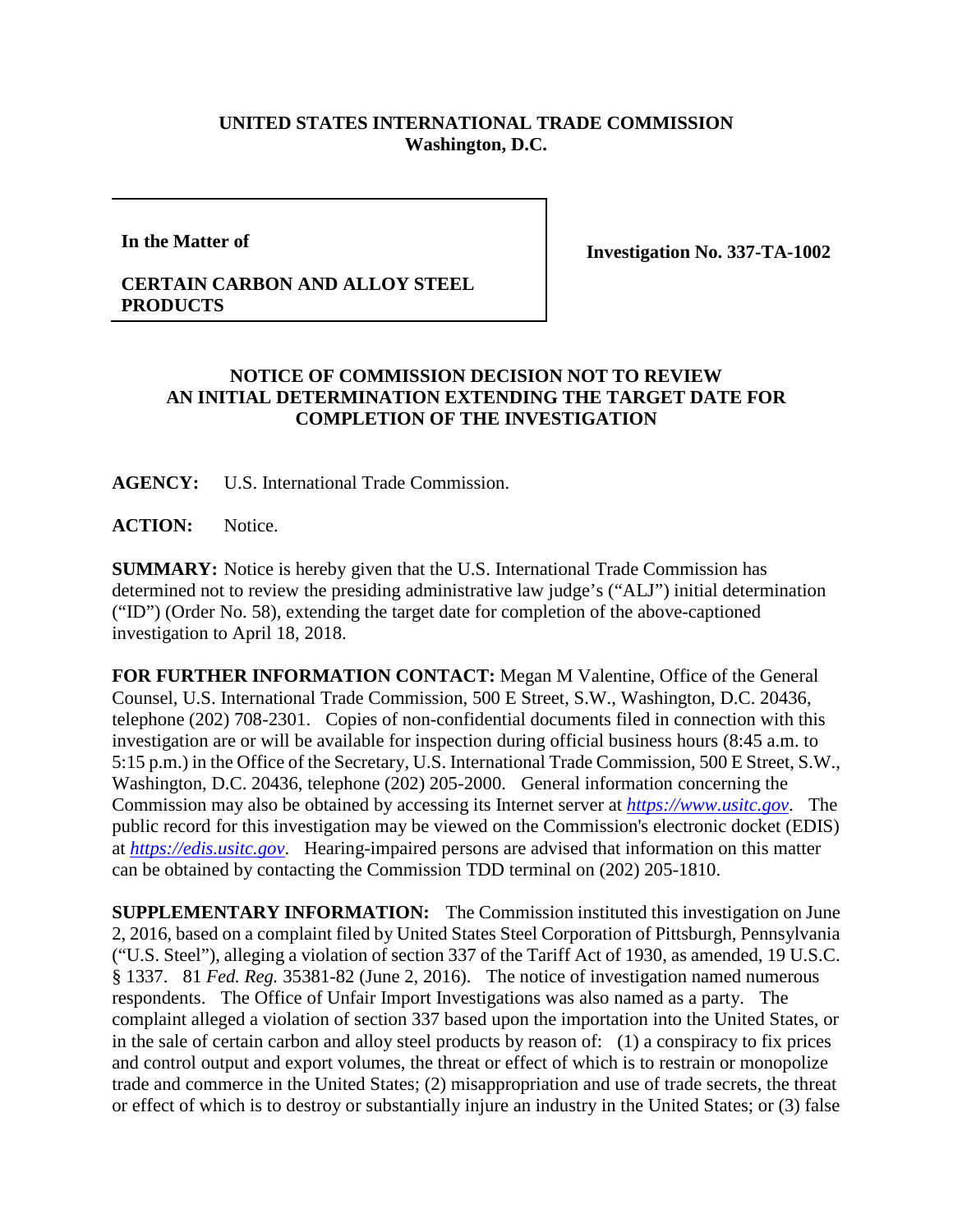**UNITED STATES INTERNATIONAL TRADE COMMISSION**
**Washington, D.C.**

| | |
|---|---|
| **In the Matter of**<br><br>**CERTAIN CARBON AND ALLOY STEEL PRODUCTS** | **Investigation No. 337-TA-1002** |

**NOTICE OF COMMISSION DECISION NOT TO REVIEW AN INITIAL DETERMINATION EXTENDING THE TARGET DATE FOR COMPLETION OF THE INVESTIGATION**

**AGENCY:** U.S. International Trade Commission.

**ACTION:** Notice.

**SUMMARY:** Notice is hereby given that the U.S. International Trade Commission has determined not to review the presiding administrative law judge's ("ALJ") initial determination ("ID") (Order No. 58), extending the target date for completion of the above-captioned investigation to April 18, 2018.

**FOR FURTHER INFORMATION CONTACT:** Megan M Valentine, Office of the General Counsel, U.S. International Trade Commission, 500 E Street, S.W., Washington, D.C. 20436, telephone (202) 708-2301. Copies of non-confidential documents filed in connection with this investigation are or will be available for inspection during official business hours (8:45 a.m. to 5:15 p.m.) in the Office of the Secretary, U.S. International Trade Commission, 500 E Street, S.W., Washington, D.C. 20436, telephone (202) 205-2000. General information concerning the Commission may also be obtained by accessing its Internet server at *https://www.usitc.gov*. The public record for this investigation may be viewed on the Commission's electronic docket (EDIS) at *https://edis.usitc.gov*. Hearing-impaired persons are advised that information on this matter can be obtained by contacting the Commission TDD terminal on (202) 205-1810.

**SUPPLEMENTARY INFORMATION:** The Commission instituted this investigation on June 2, 2016, based on a complaint filed by United States Steel Corporation of Pittsburgh, Pennsylvania ("U.S. Steel"), alleging a violation of section 337 of the Tariff Act of 1930, as amended, 19 U.S.C. § 1337. 81 *Fed. Reg.* 35381-82 (June 2, 2016). The notice of investigation named numerous respondents. The Office of Unfair Import Investigations was also named as a party. The complaint alleged a violation of section 337 based upon the importation into the United States, or in the sale of certain carbon and alloy steel products by reason of: (1) a conspiracy to fix prices and control output and export volumes, the threat or effect of which is to restrain or monopolize trade and commerce in the United States; (2) misappropriation and use of trade secrets, the threat or effect of which is to destroy or substantially injure an industry in the United States; or (3) false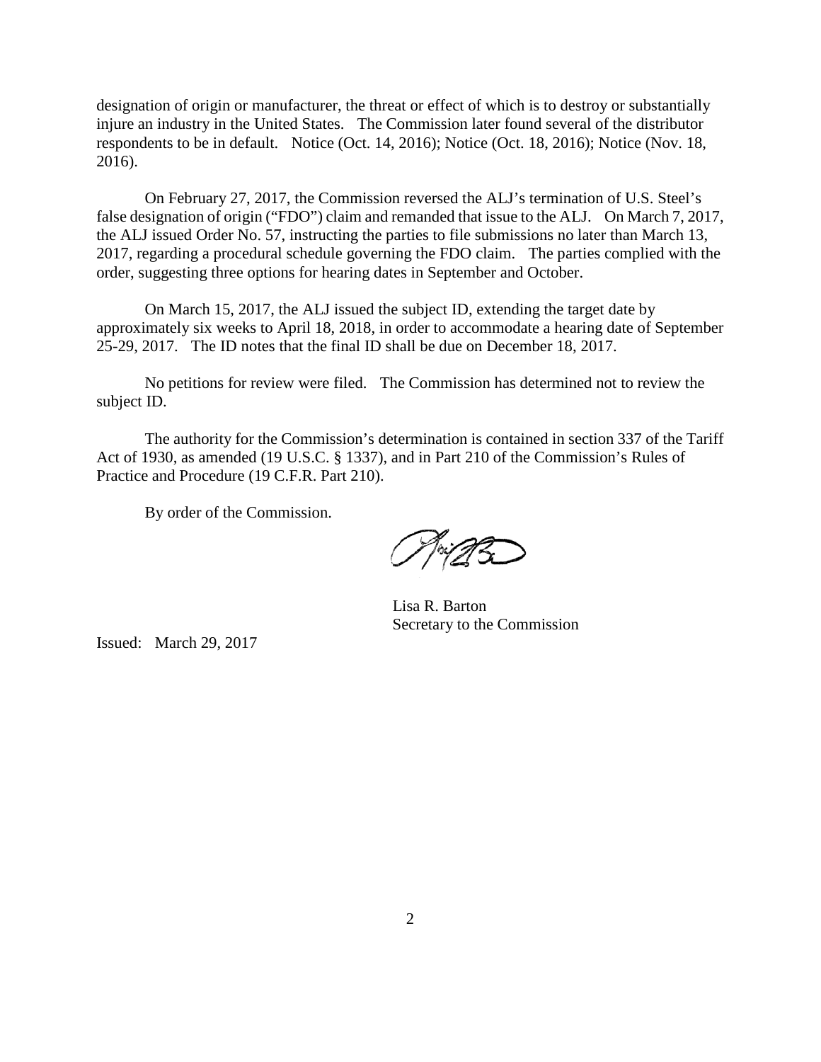designation of origin or manufacturer, the threat or effect of which is to destroy or substantially injure an industry in the United States. The Commission later found several of the distributor respondents to be in default. Notice (Oct. 14, 2016); Notice (Oct. 18, 2016); Notice (Nov. 18, 2016).

On February 27, 2017, the Commission reversed the ALJ's termination of U.S. Steel's false designation of origin ("FDO") claim and remanded that issue to the ALJ. On March 7, 2017, the ALJ issued Order No. 57, instructing the parties to file submissions no later than March 13, 2017, regarding a procedural schedule governing the FDO claim. The parties complied with the order, suggesting three options for hearing dates in September and October.

On March 15, 2017, the ALJ issued the subject ID, extending the target date by approximately six weeks to April 18, 2018, in order to accommodate a hearing date of September 25-29, 2017. The ID notes that the final ID shall be due on December 18, 2017.

No petitions for review were filed. The Commission has determined not to review the subject ID.

The authority for the Commission's determination is contained in section 337 of the Tariff Act of 1930, as amended (19 U.S.C. § 1337), and in Part 210 of the Commission's Rules of Practice and Procedure (19 C.F.R. Part 210).

By order of the Commission.

Lisa R. Barton
Secretary to the Commission

Issued: March 29, 2017